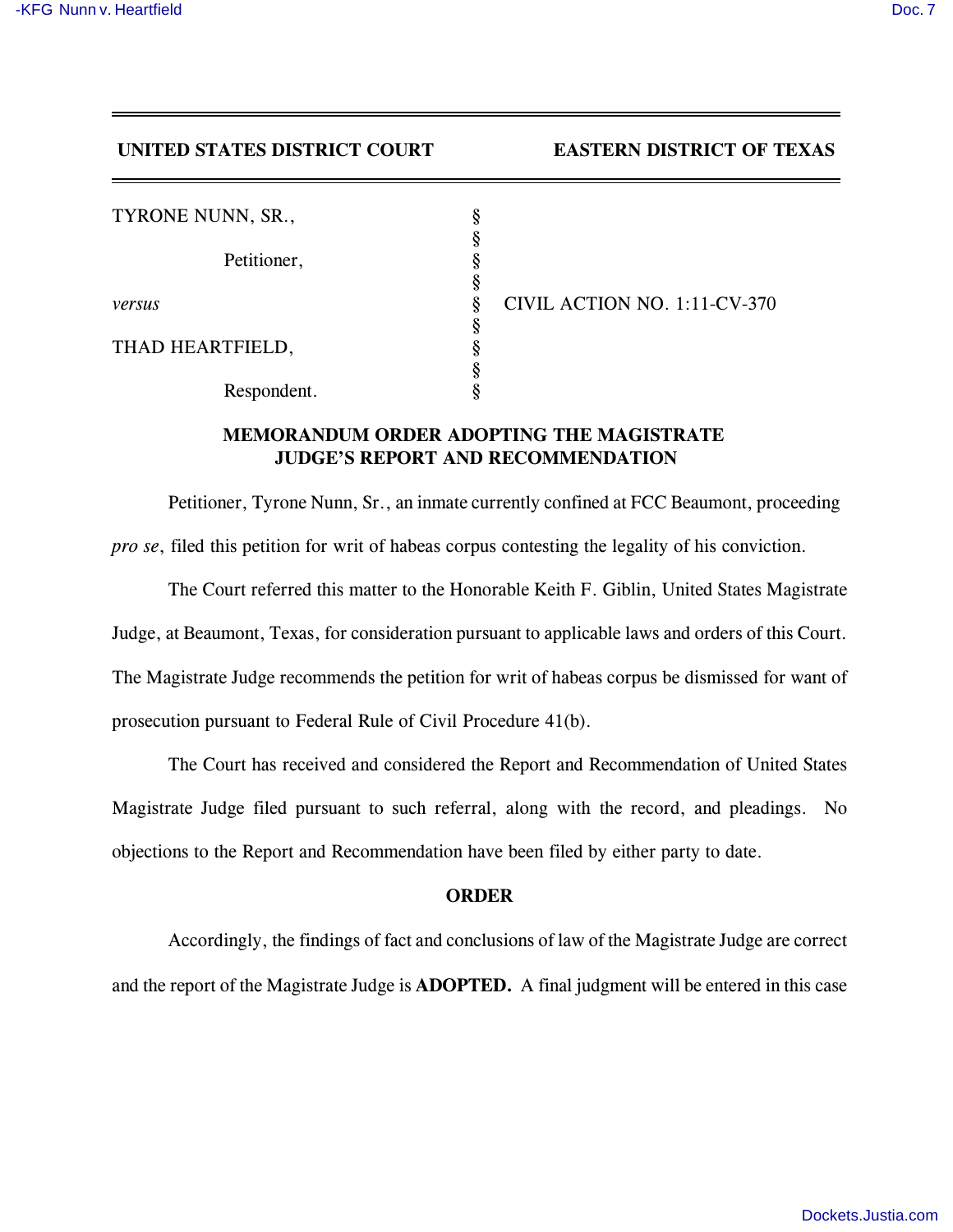**UNITED STATES DISTRICT COURT** **EASTERN DISTRICT OF TEXAS**

| | | |
|---|---|---|
| TYRONE NUNN, SR., | § | |
| | § | |
| Petitioner, | § | |
| | § | |
| *versus* | § | CIVIL ACTION NO. 1:11-CV-370 |
| | § | |
| THAD HEARTFIELD, | § | |
| | § | |
| Respondent. | § | |

## MEMORANDUM ORDER ADOPTING THE MAGISTRATE JUDGE'S REPORT AND RECOMMENDATION

Petitioner, Tyrone Nunn, Sr., an inmate currently confined at FCC Beaumont, proceeding *pro se*, filed this petition for writ of habeas corpus contesting the legality of his conviction.

The Court referred this matter to the Honorable Keith F. Giblin, United States Magistrate Judge, at Beaumont, Texas, for consideration pursuant to applicable laws and orders of this Court. The Magistrate Judge recommends the petition for writ of habeas corpus be dismissed for want of prosecution pursuant to Federal Rule of Civil Procedure 41(b).

The Court has received and considered the Report and Recommendation of United States Magistrate Judge filed pursuant to such referral, along with the record, and pleadings. No objections to the Report and Recommendation have been filed by either party to date.

### ORDER

Accordingly, the findings of fact and conclusions of law of the Magistrate Judge are correct and the report of the Magistrate Judge is **ADOPTED.** A final judgment will be entered in this case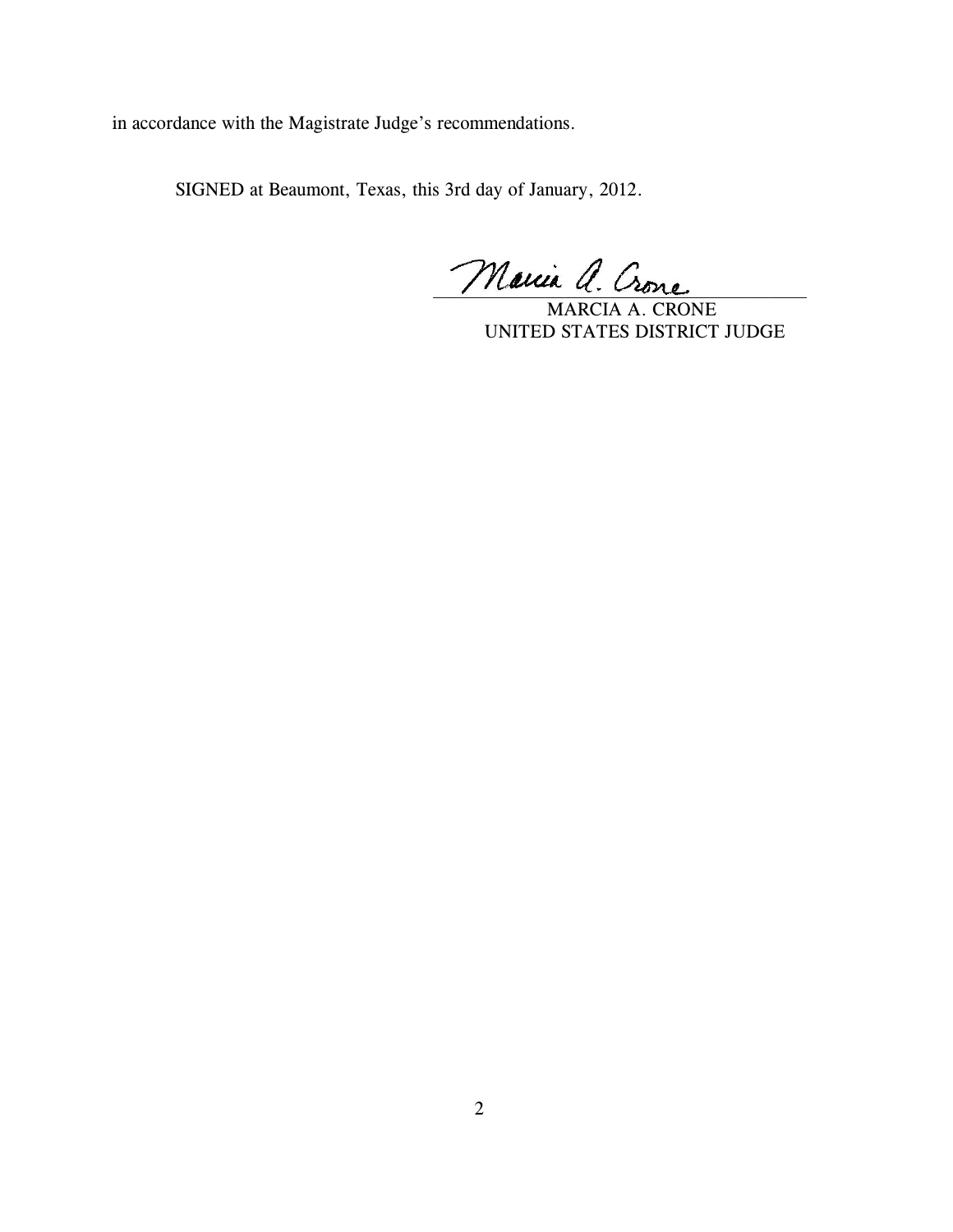in accordance with the Magistrate Judge's recommendations.

SIGNED at Beaumont, Texas, this 3rd day of January, 2012.

Marcia A. Crone

MARCIA A. CRONE
UNITED STATES DISTRICT JUDGE